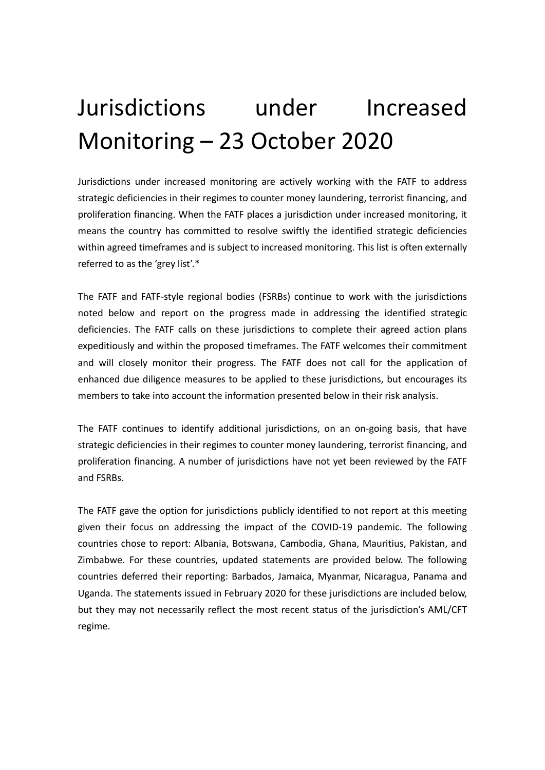# Jurisdictions under Increased Monitoring – 23 October 2020

Jurisdictions under increased monitoring are actively working with the FATF to address strategic deficiencies in their regimes to counter money laundering, terrorist financing, and proliferation financing. When the FATF places a jurisdiction under increased monitoring, it means the country has committed to resolve swiftly the identified strategic deficiencies within agreed timeframes and is subject to increased monitoring. This list is often externally referred to as the 'grey list'.*

The FATF and FATF-style regional bodies (FSRBs) continue to work with the jurisdictions noted below and report on the progress made in addressing the identified strategic deficiencies. The FATF calls on these jurisdictions to complete their agreed action plans expeditiously and within the proposed timeframes. The FATF welcomes their commitment and will closely monitor their progress. The FATF does not call for the application of enhanced due diligence measures to be applied to these jurisdictions, but encourages its members to take into account the information presented below in their risk analysis.

The FATF continues to identify additional jurisdictions, on an on-going basis, that have strategic deficiencies in their regimes to counter money laundering, terrorist financing, and proliferation financing. A number of jurisdictions have not yet been reviewed by the FATF and FSRBs.

The FATF gave the option for jurisdictions publicly identified to not report at this meeting given their focus on addressing the impact of the COVID-19 pandemic. The following countries chose to report: Albania, Botswana, Cambodia, Ghana, Mauritius, Pakistan, and Zimbabwe. For these countries, updated statements are provided below. The following countries deferred their reporting: Barbados, Jamaica, Myanmar, Nicaragua, Panama and Uganda. The statements issued in February 2020 for these jurisdictions are included below, but they may not necessarily reflect the most recent status of the jurisdiction's AML/CFT regime.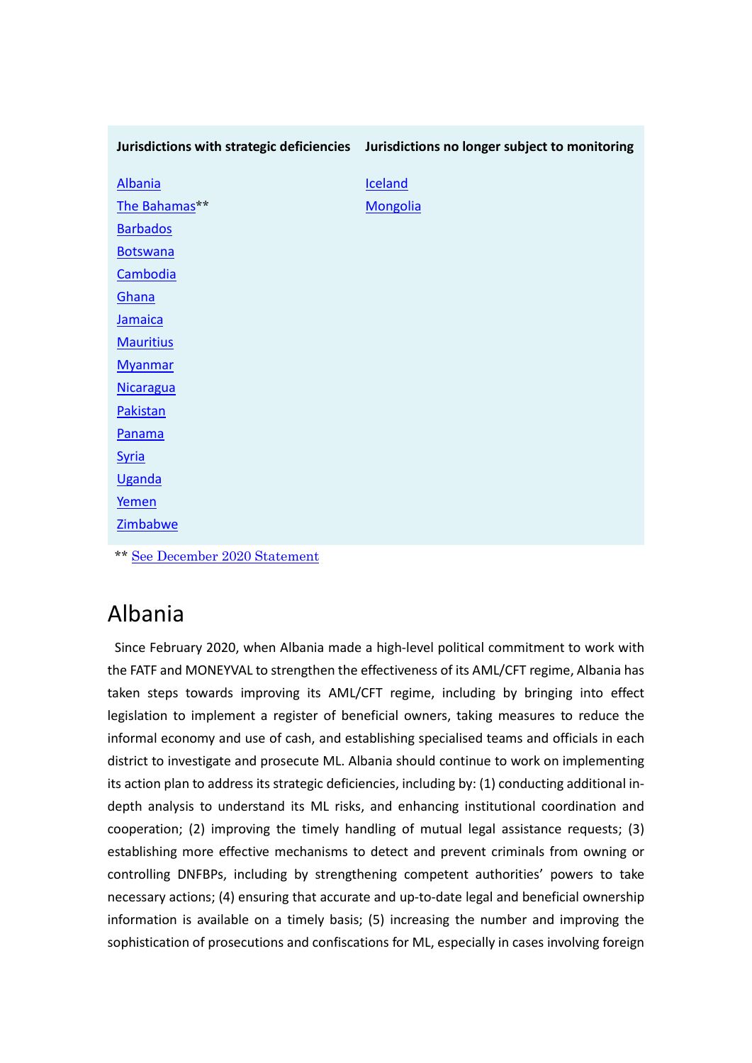| Jurisdictions with strategic deficiencies | Jurisdictions no longer subject to monitoring |
|---|---|
| Albania | Iceland |
| The Bahamas** | Mongolia |
| Barbados | |
| Botswana | |
| Cambodia | |
| Ghana | |
| Jamaica | |
| Mauritius | |
| Myanmar | |
| Nicaragua | |
| Pakistan | |
| Panama | |
| Syria | |
| Uganda | |
| Yemen | |
| Zimbabwe | |

** See December 2020 Statement

# Albania

Since February 2020, when Albania made a high-level political commitment to work with the FATF and MONEYVAL to strengthen the effectiveness of its AML/CFT regime, Albania has taken steps towards improving its AML/CFT regime, including by bringing into effect legislation to implement a register of beneficial owners, taking measures to reduce the informal economy and use of cash, and establishing specialised teams and officials in each district to investigate and prosecute ML. Albania should continue to work on implementing its action plan to address its strategic deficiencies, including by: (1) conducting additional in-depth analysis to understand its ML risks, and enhancing institutional coordination and cooperation; (2) improving the timely handling of mutual legal assistance requests; (3) establishing more effective mechanisms to detect and prevent criminals from owning or controlling DNFBPs, including by strengthening competent authorities' powers to take necessary actions; (4) ensuring that accurate and up-to-date legal and beneficial ownership information is available on a timely basis; (5) increasing the number and improving the sophistication of prosecutions and confiscations for ML, especially in cases involving foreign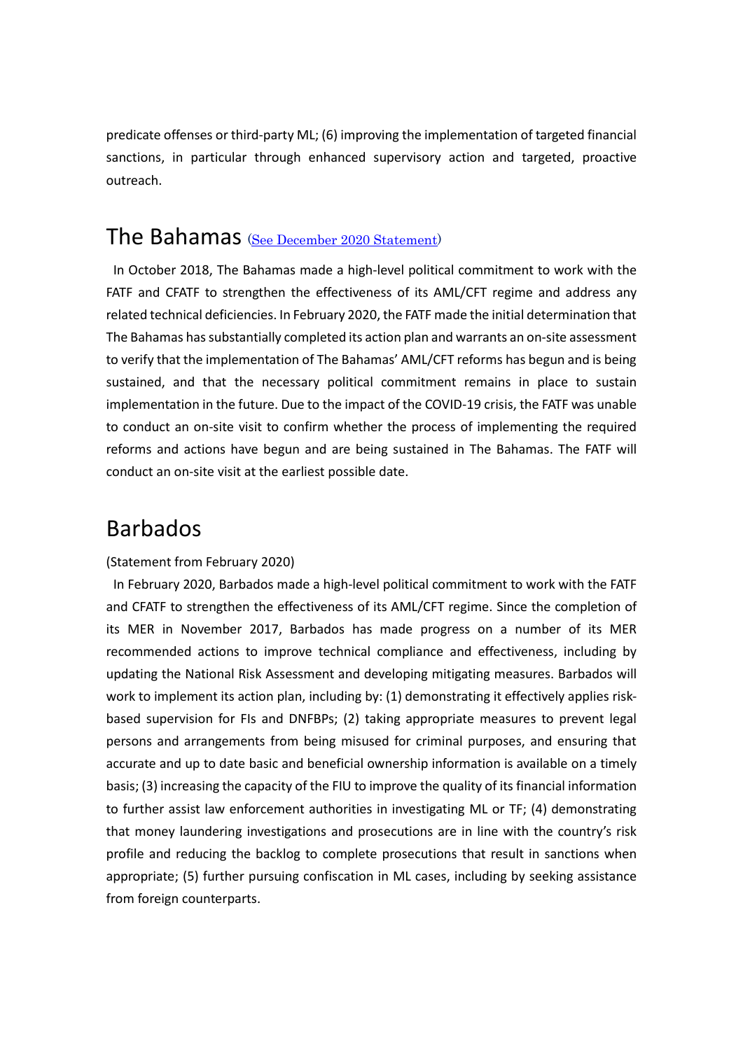predicate offenses or third-party ML; (6) improving the implementation of targeted financial sanctions, in particular through enhanced supervisory action and targeted, proactive outreach.

## The Bahamas (See December 2020 Statement)

In October 2018, The Bahamas made a high-level political commitment to work with the FATF and CFATF to strengthen the effectiveness of its AML/CFT regime and address any related technical deficiencies. In February 2020, the FATF made the initial determination that The Bahamas has substantially completed its action plan and warrants an on-site assessment to verify that the implementation of The Bahamas' AML/CFT reforms has begun and is being sustained, and that the necessary political commitment remains in place to sustain implementation in the future. Due to the impact of the COVID-19 crisis, the FATF was unable to conduct an on-site visit to confirm whether the process of implementing the required reforms and actions have begun and are being sustained in The Bahamas. The FATF will conduct an on-site visit at the earliest possible date.

## Barbados

(Statement from February 2020)

In February 2020, Barbados made a high-level political commitment to work with the FATF and CFATF to strengthen the effectiveness of its AML/CFT regime. Since the completion of its MER in November 2017, Barbados has made progress on a number of its MER recommended actions to improve technical compliance and effectiveness, including by updating the National Risk Assessment and developing mitigating measures. Barbados will work to implement its action plan, including by: (1) demonstrating it effectively applies risk-based supervision for FIs and DNFBPs; (2) taking appropriate measures to prevent legal persons and arrangements from being misused for criminal purposes, and ensuring that accurate and up to date basic and beneficial ownership information is available on a timely basis; (3) increasing the capacity of the FIU to improve the quality of its financial information to further assist law enforcement authorities in investigating ML or TF; (4) demonstrating that money laundering investigations and prosecutions are in line with the country's risk profile and reducing the backlog to complete prosecutions that result in sanctions when appropriate; (5) further pursuing confiscation in ML cases, including by seeking assistance from foreign counterparts.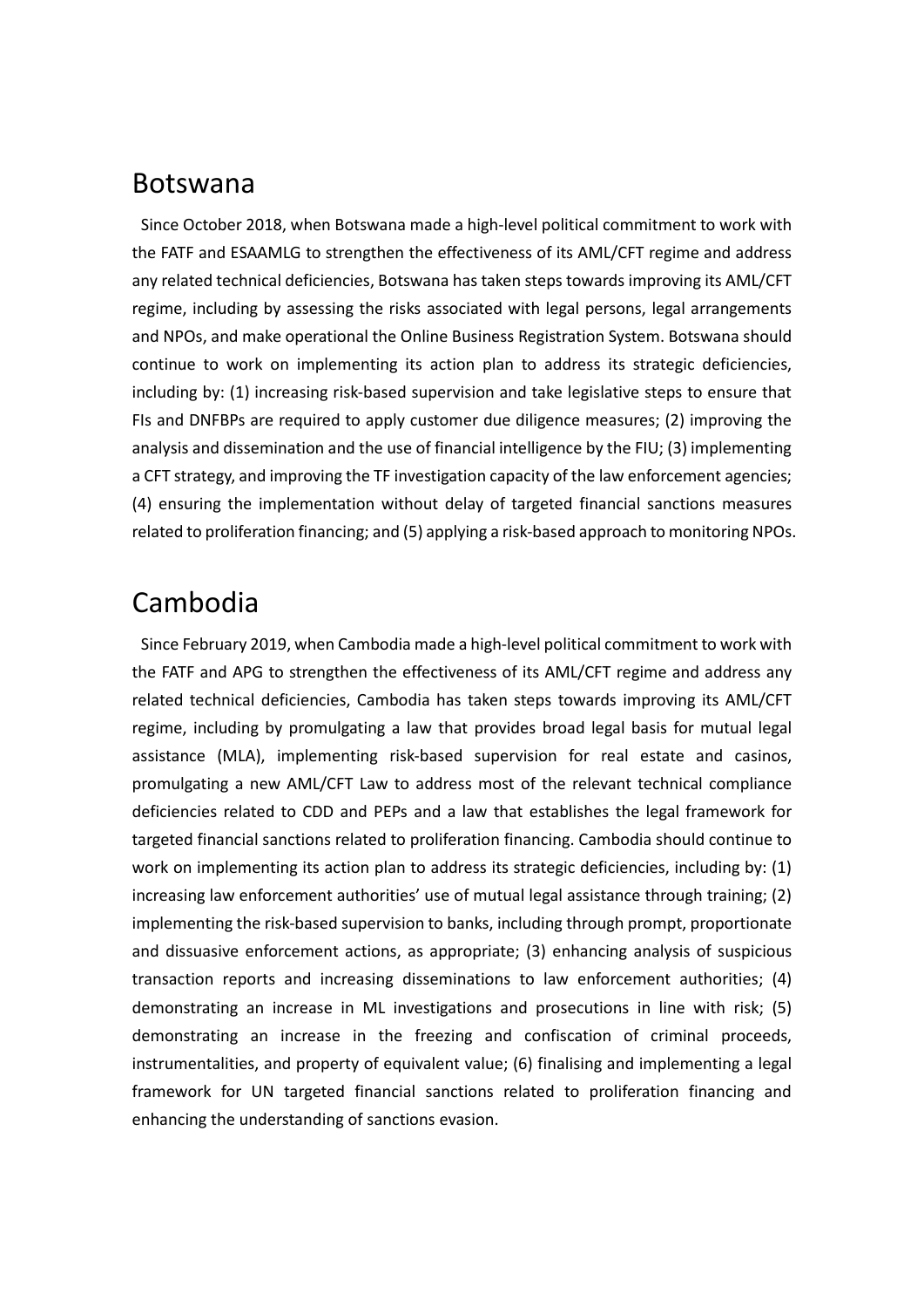## Botswana

Since October 2018, when Botswana made a high-level political commitment to work with the FATF and ESAAMLG to strengthen the effectiveness of its AML/CFT regime and address any related technical deficiencies, Botswana has taken steps towards improving its AML/CFT regime, including by assessing the risks associated with legal persons, legal arrangements and NPOs, and make operational the Online Business Registration System. Botswana should continue to work on implementing its action plan to address its strategic deficiencies, including by: (1) increasing risk-based supervision and take legislative steps to ensure that FIs and DNFBPs are required to apply customer due diligence measures; (2) improving the analysis and dissemination and the use of financial intelligence by the FIU; (3) implementing a CFT strategy, and improving the TF investigation capacity of the law enforcement agencies; (4) ensuring the implementation without delay of targeted financial sanctions measures related to proliferation financing; and (5) applying a risk-based approach to monitoring NPOs.

## Cambodia

Since February 2019, when Cambodia made a high-level political commitment to work with the FATF and APG to strengthen the effectiveness of its AML/CFT regime and address any related technical deficiencies, Cambodia has taken steps towards improving its AML/CFT regime, including by promulgating a law that provides broad legal basis for mutual legal assistance (MLA), implementing risk-based supervision for real estate and casinos, promulgating a new AML/CFT Law to address most of the relevant technical compliance deficiencies related to CDD and PEPs and a law that establishes the legal framework for targeted financial sanctions related to proliferation financing. Cambodia should continue to work on implementing its action plan to address its strategic deficiencies, including by: (1) increasing law enforcement authorities' use of mutual legal assistance through training; (2) implementing the risk-based supervision to banks, including through prompt, proportionate and dissuasive enforcement actions, as appropriate; (3) enhancing analysis of suspicious transaction reports and increasing disseminations to law enforcement authorities; (4) demonstrating an increase in ML investigations and prosecutions in line with risk; (5) demonstrating an increase in the freezing and confiscation of criminal proceeds, instrumentalities, and property of equivalent value; (6) finalising and implementing a legal framework for UN targeted financial sanctions related to proliferation financing and enhancing the understanding of sanctions evasion.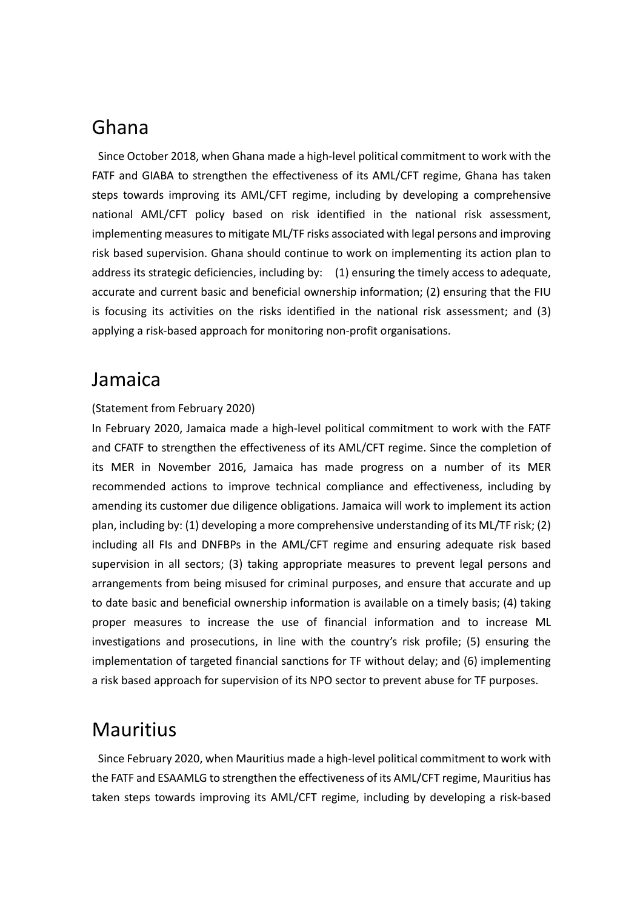## Ghana

Since October 2018, when Ghana made a high-level political commitment to work with the FATF and GIABA to strengthen the effectiveness of its AML/CFT regime, Ghana has taken steps towards improving its AML/CFT regime, including by developing a comprehensive national AML/CFT policy based on risk identified in the national risk assessment, implementing measures to mitigate ML/TF risks associated with legal persons and improving risk based supervision. Ghana should continue to work on implementing its action plan to address its strategic deficiencies, including by: (1) ensuring the timely access to adequate, accurate and current basic and beneficial ownership information; (2) ensuring that the FIU is focusing its activities on the risks identified in the national risk assessment; and (3) applying a risk-based approach for monitoring non-profit organisations.

## Jamaica

(Statement from February 2020)

In February 2020, Jamaica made a high-level political commitment to work with the FATF and CFATF to strengthen the effectiveness of its AML/CFT regime. Since the completion of its MER in November 2016, Jamaica has made progress on a number of its MER recommended actions to improve technical compliance and effectiveness, including by amending its customer due diligence obligations. Jamaica will work to implement its action plan, including by: (1) developing a more comprehensive understanding of its ML/TF risk; (2) including all FIs and DNFBPs in the AML/CFT regime and ensuring adequate risk based supervision in all sectors; (3) taking appropriate measures to prevent legal persons and arrangements from being misused for criminal purposes, and ensure that accurate and up to date basic and beneficial ownership information is available on a timely basis; (4) taking proper measures to increase the use of financial information and to increase ML investigations and prosecutions, in line with the country's risk profile; (5) ensuring the implementation of targeted financial sanctions for TF without delay; and (6) implementing a risk based approach for supervision of its NPO sector to prevent abuse for TF purposes.

## Mauritius

Since February 2020, when Mauritius made a high-level political commitment to work with the FATF and ESAAMLG to strengthen the effectiveness of its AML/CFT regime, Mauritius has taken steps towards improving its AML/CFT regime, including by developing a risk-based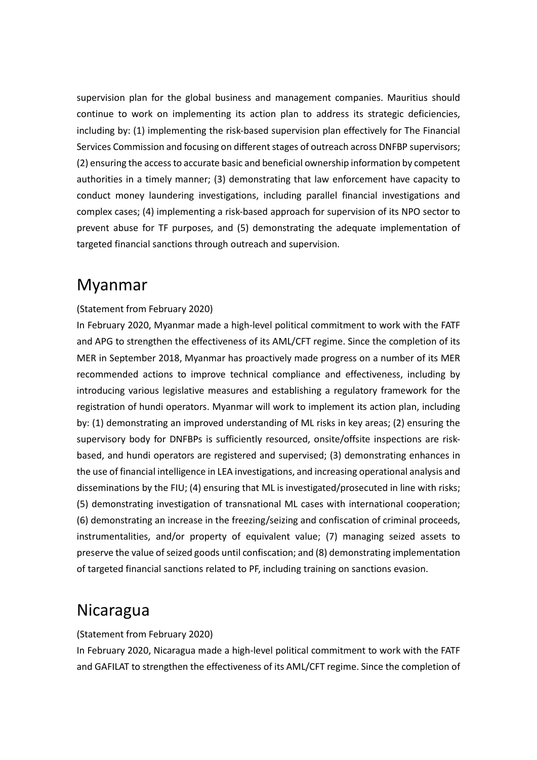supervision plan for the global business and management companies. Mauritius should continue to work on implementing its action plan to address its strategic deficiencies, including by: (1) implementing the risk-based supervision plan effectively for The Financial Services Commission and focusing on different stages of outreach across DNFBP supervisors; (2) ensuring the access to accurate basic and beneficial ownership information by competent authorities in a timely manner; (3) demonstrating that law enforcement have capacity to conduct money laundering investigations, including parallel financial investigations and complex cases; (4) implementing a risk-based approach for supervision of its NPO sector to prevent abuse for TF purposes, and (5) demonstrating the adequate implementation of targeted financial sanctions through outreach and supervision.

## Myanmar

(Statement from February 2020)

In February 2020, Myanmar made a high-level political commitment to work with the FATF and APG to strengthen the effectiveness of its AML/CFT regime. Since the completion of its MER in September 2018, Myanmar has proactively made progress on a number of its MER recommended actions to improve technical compliance and effectiveness, including by introducing various legislative measures and establishing a regulatory framework for the registration of hundi operators. Myanmar will work to implement its action plan, including by: (1) demonstrating an improved understanding of ML risks in key areas; (2) ensuring the supervisory body for DNFBPs is sufficiently resourced, onsite/offsite inspections are risk-based, and hundi operators are registered and supervised; (3) demonstrating enhances in the use of financial intelligence in LEA investigations, and increasing operational analysis and disseminations by the FIU; (4) ensuring that ML is investigated/prosecuted in line with risks; (5) demonstrating investigation of transnational ML cases with international cooperation; (6) demonstrating an increase in the freezing/seizing and confiscation of criminal proceeds, instrumentalities, and/or property of equivalent value; (7) managing seized assets to preserve the value of seized goods until confiscation; and (8) demonstrating implementation of targeted financial sanctions related to PF, including training on sanctions evasion.

## Nicaragua

(Statement from February 2020)

In February 2020, Nicaragua made a high-level political commitment to work with the FATF and GAFILAT to strengthen the effectiveness of its AML/CFT regime. Since the completion of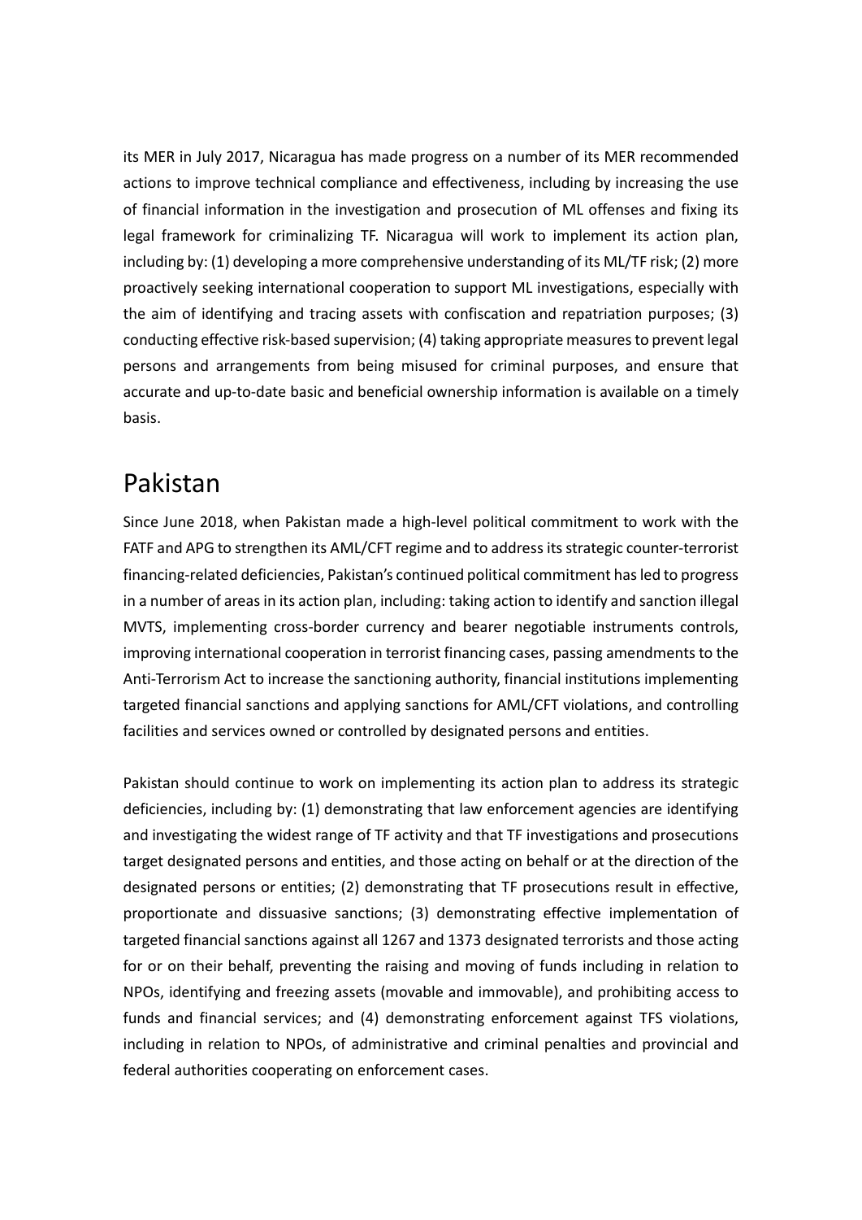its MER in July 2017, Nicaragua has made progress on a number of its MER recommended actions to improve technical compliance and effectiveness, including by increasing the use of financial information in the investigation and prosecution of ML offenses and fixing its legal framework for criminalizing TF. Nicaragua will work to implement its action plan, including by: (1) developing a more comprehensive understanding of its ML/TF risk; (2) more proactively seeking international cooperation to support ML investigations, especially with the aim of identifying and tracing assets with confiscation and repatriation purposes; (3) conducting effective risk-based supervision; (4) taking appropriate measures to prevent legal persons and arrangements from being misused for criminal purposes, and ensure that accurate and up-to-date basic and beneficial ownership information is available on a timely basis.

## Pakistan

Since June 2018, when Pakistan made a high-level political commitment to work with the FATF and APG to strengthen its AML/CFT regime and to address its strategic counter-terrorist financing-related deficiencies, Pakistan's continued political commitment has led to progress in a number of areas in its action plan, including: taking action to identify and sanction illegal MVTS, implementing cross-border currency and bearer negotiable instruments controls, improving international cooperation in terrorist financing cases, passing amendments to the Anti-Terrorism Act to increase the sanctioning authority, financial institutions implementing targeted financial sanctions and applying sanctions for AML/CFT violations, and controlling facilities and services owned or controlled by designated persons and entities.

Pakistan should continue to work on implementing its action plan to address its strategic deficiencies, including by: (1) demonstrating that law enforcement agencies are identifying and investigating the widest range of TF activity and that TF investigations and prosecutions target designated persons and entities, and those acting on behalf or at the direction of the designated persons or entities; (2) demonstrating that TF prosecutions result in effective, proportionate and dissuasive sanctions; (3) demonstrating effective implementation of targeted financial sanctions against all 1267 and 1373 designated terrorists and those acting for or on their behalf, preventing the raising and moving of funds including in relation to NPOs, identifying and freezing assets (movable and immovable), and prohibiting access to funds and financial services; and (4) demonstrating enforcement against TFS violations, including in relation to NPOs, of administrative and criminal penalties and provincial and federal authorities cooperating on enforcement cases.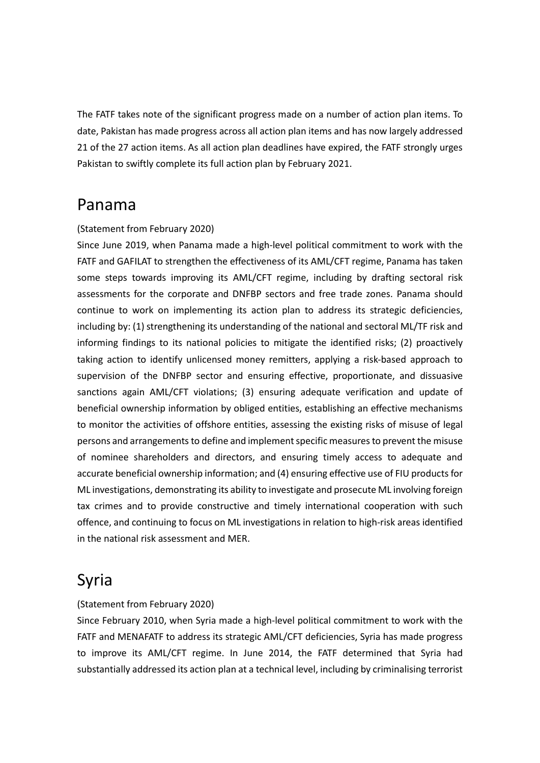The FATF takes note of the significant progress made on a number of action plan items. To date, Pakistan has made progress across all action plan items and has now largely addressed 21 of the 27 action items. As all action plan deadlines have expired, the FATF strongly urges Pakistan to swiftly complete its full action plan by February 2021.

## Panama

(Statement from February 2020)

Since June 2019, when Panama made a high-level political commitment to work with the FATF and GAFILAT to strengthen the effectiveness of its AML/CFT regime, Panama has taken some steps towards improving its AML/CFT regime, including by drafting sectoral risk assessments for the corporate and DNFBP sectors and free trade zones. Panama should continue to work on implementing its action plan to address its strategic deficiencies, including by: (1) strengthening its understanding of the national and sectoral ML/TF risk and informing findings to its national policies to mitigate the identified risks; (2) proactively taking action to identify unlicensed money remitters, applying a risk-based approach to supervision of the DNFBP sector and ensuring effective, proportionate, and dissuasive sanctions again AML/CFT violations; (3) ensuring adequate verification and update of beneficial ownership information by obliged entities, establishing an effective mechanisms to monitor the activities of offshore entities, assessing the existing risks of misuse of legal persons and arrangements to define and implement specific measures to prevent the misuse of nominee shareholders and directors, and ensuring timely access to adequate and accurate beneficial ownership information; and (4) ensuring effective use of FIU products for ML investigations, demonstrating its ability to investigate and prosecute ML involving foreign tax crimes and to provide constructive and timely international cooperation with such offence, and continuing to focus on ML investigations in relation to high-risk areas identified in the national risk assessment and MER.

## Syria

(Statement from February 2020)

Since February 2010, when Syria made a high-level political commitment to work with the FATF and MENAFATF to address its strategic AML/CFT deficiencies, Syria has made progress to improve its AML/CFT regime. In June 2014, the FATF determined that Syria had substantially addressed its action plan at a technical level, including by criminalising terrorist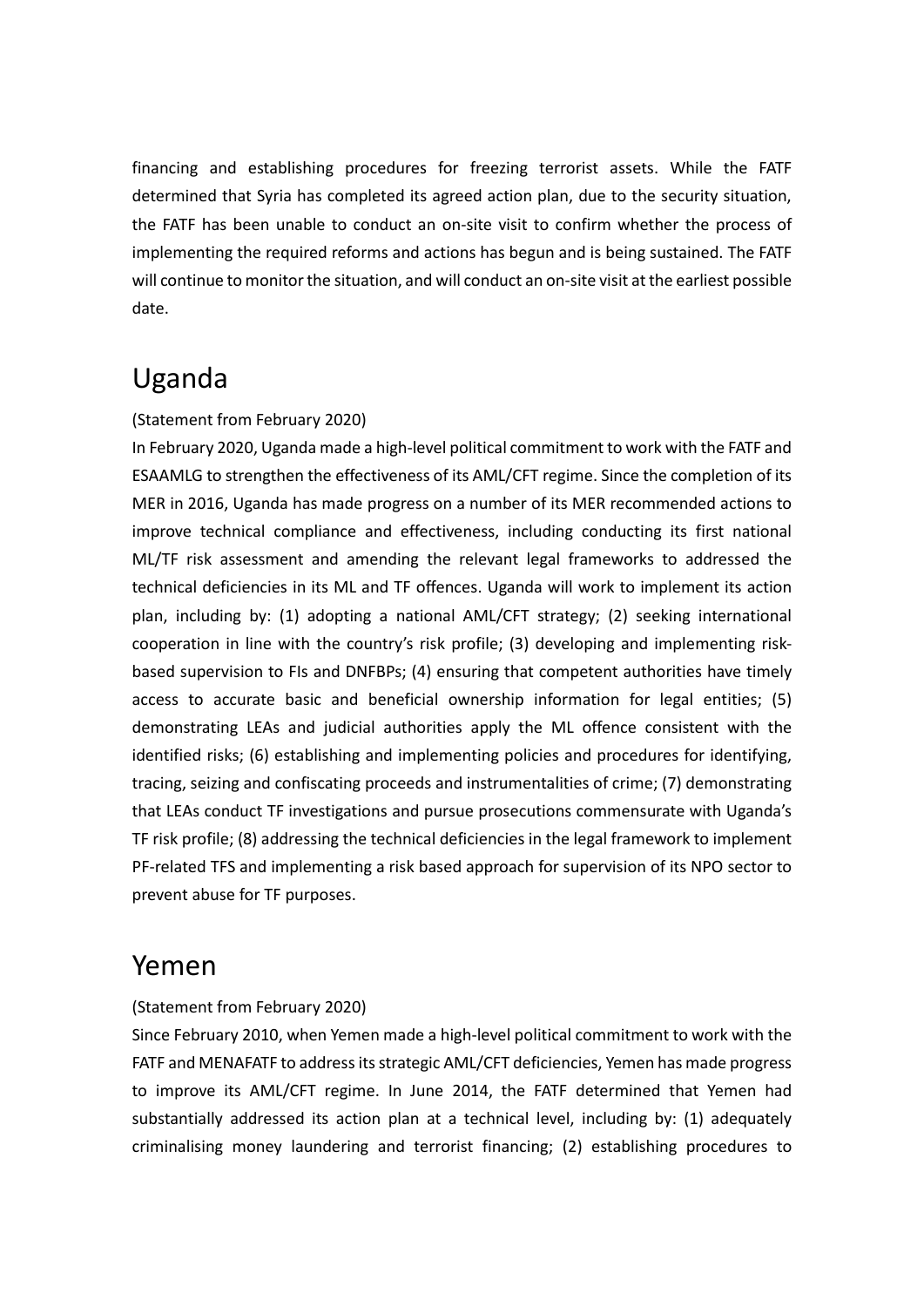financing and establishing procedures for freezing terrorist assets. While the FATF determined that Syria has completed its agreed action plan, due to the security situation, the FATF has been unable to conduct an on-site visit to confirm whether the process of implementing the required reforms and actions has begun and is being sustained. The FATF will continue to monitor the situation, and will conduct an on-site visit at the earliest possible date.

## Uganda

(Statement from February 2020)

In February 2020, Uganda made a high-level political commitment to work with the FATF and ESAAMLG to strengthen the effectiveness of its AML/CFT regime. Since the completion of its MER in 2016, Uganda has made progress on a number of its MER recommended actions to improve technical compliance and effectiveness, including conducting its first national ML/TF risk assessment and amending the relevant legal frameworks to addressed the technical deficiencies in its ML and TF offences. Uganda will work to implement its action plan, including by: (1) adopting a national AML/CFT strategy; (2) seeking international cooperation in line with the country's risk profile; (3) developing and implementing risk-based supervision to FIs and DNFBPs; (4) ensuring that competent authorities have timely access to accurate basic and beneficial ownership information for legal entities; (5) demonstrating LEAs and judicial authorities apply the ML offence consistent with the identified risks; (6) establishing and implementing policies and procedures for identifying, tracing, seizing and confiscating proceeds and instrumentalities of crime; (7) demonstrating that LEAs conduct TF investigations and pursue prosecutions commensurate with Uganda's TF risk profile; (8) addressing the technical deficiencies in the legal framework to implement PF-related TFS and implementing a risk based approach for supervision of its NPO sector to prevent abuse for TF purposes.

## Yemen

(Statement from February 2020)

Since February 2010, when Yemen made a high-level political commitment to work with the FATF and MENAFATF to address its strategic AML/CFT deficiencies, Yemen has made progress to improve its AML/CFT regime. In June 2014, the FATF determined that Yemen had substantially addressed its action plan at a technical level, including by: (1) adequately criminalising money laundering and terrorist financing; (2) establishing procedures to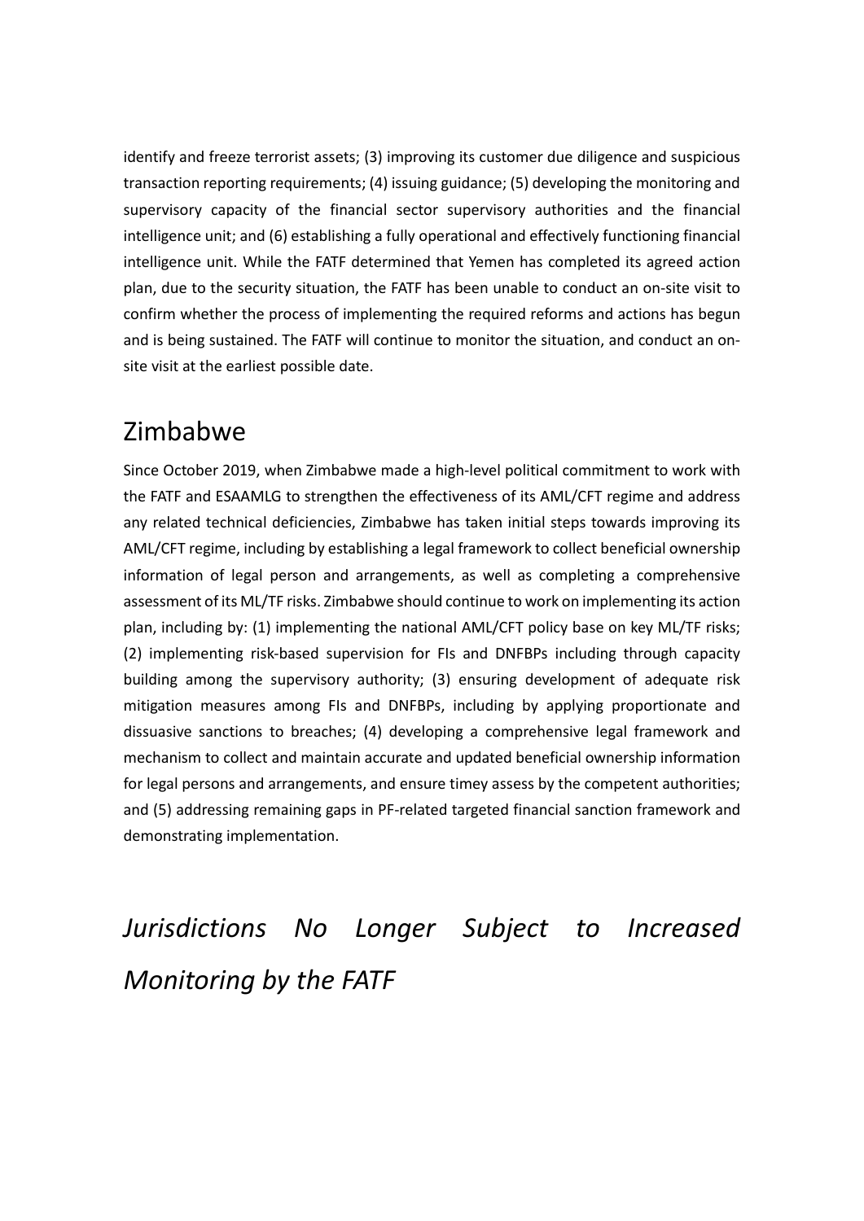identify and freeze terrorist assets; (3) improving its customer due diligence and suspicious transaction reporting requirements; (4) issuing guidance; (5) developing the monitoring and supervisory capacity of the financial sector supervisory authorities and the financial intelligence unit; and (6) establishing a fully operational and effectively functioning financial intelligence unit. While the FATF determined that Yemen has completed its agreed action plan, due to the security situation, the FATF has been unable to conduct an on-site visit to confirm whether the process of implementing the required reforms and actions has begun and is being sustained. The FATF will continue to monitor the situation, and conduct an on-site visit at the earliest possible date.

## Zimbabwe

Since October 2019, when Zimbabwe made a high-level political commitment to work with the FATF and ESAAMLG to strengthen the effectiveness of its AML/CFT regime and address any related technical deficiencies, Zimbabwe has taken initial steps towards improving its AML/CFT regime, including by establishing a legal framework to collect beneficial ownership information of legal person and arrangements, as well as completing a comprehensive assessment of its ML/TF risks. Zimbabwe should continue to work on implementing its action plan, including by: (1) implementing the national AML/CFT policy base on key ML/TF risks; (2) implementing risk-based supervision for FIs and DNFBPs including through capacity building among the supervisory authority; (3) ensuring development of adequate risk mitigation measures among FIs and DNFBPs, including by applying proportionate and dissuasive sanctions to breaches; (4) developing a comprehensive legal framework and mechanism to collect and maintain accurate and updated beneficial ownership information for legal persons and arrangements, and ensure timey assess by the competent authorities; and (5) addressing remaining gaps in PF-related targeted financial sanction framework and demonstrating implementation.

# *Jurisdictions No Longer Subject to Increased Monitoring by the FATF*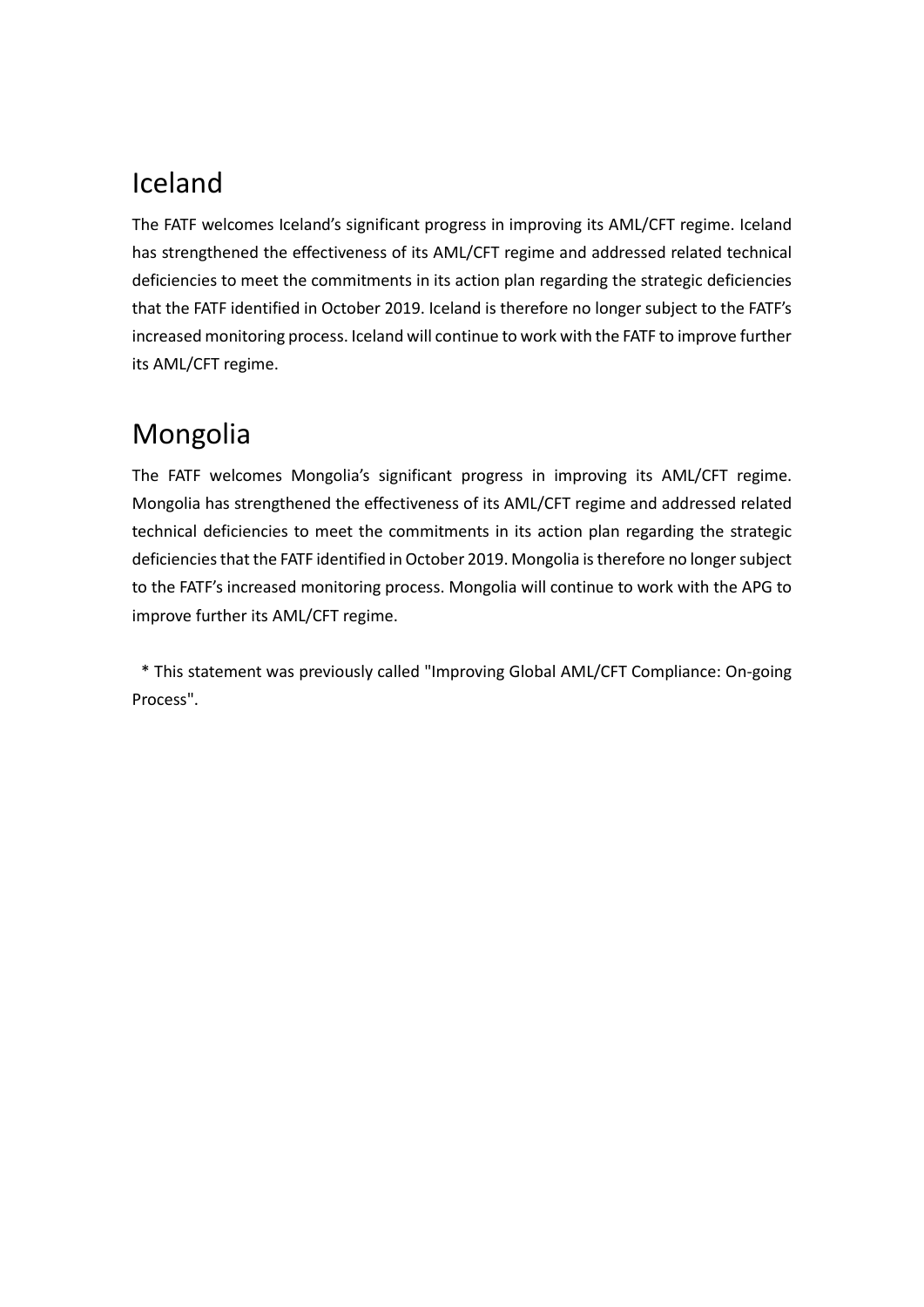## Iceland

The FATF welcomes Iceland's significant progress in improving its AML/CFT regime. Iceland has strengthened the effectiveness of its AML/CFT regime and addressed related technical deficiencies to meet the commitments in its action plan regarding the strategic deficiencies that the FATF identified in October 2019. Iceland is therefore no longer subject to the FATF's increased monitoring process. Iceland will continue to work with the FATF to improve further its AML/CFT regime.

## Mongolia

The FATF welcomes Mongolia's significant progress in improving its AML/CFT regime. Mongolia has strengthened the effectiveness of its AML/CFT regime and addressed related technical deficiencies to meet the commitments in its action plan regarding the strategic deficiencies that the FATF identified in October 2019. Mongolia is therefore no longer subject to the FATF's increased monitoring process. Mongolia will continue to work with the APG to improve further its AML/CFT regime.

* This statement was previously called "Improving Global AML/CFT Compliance: On-going Process".